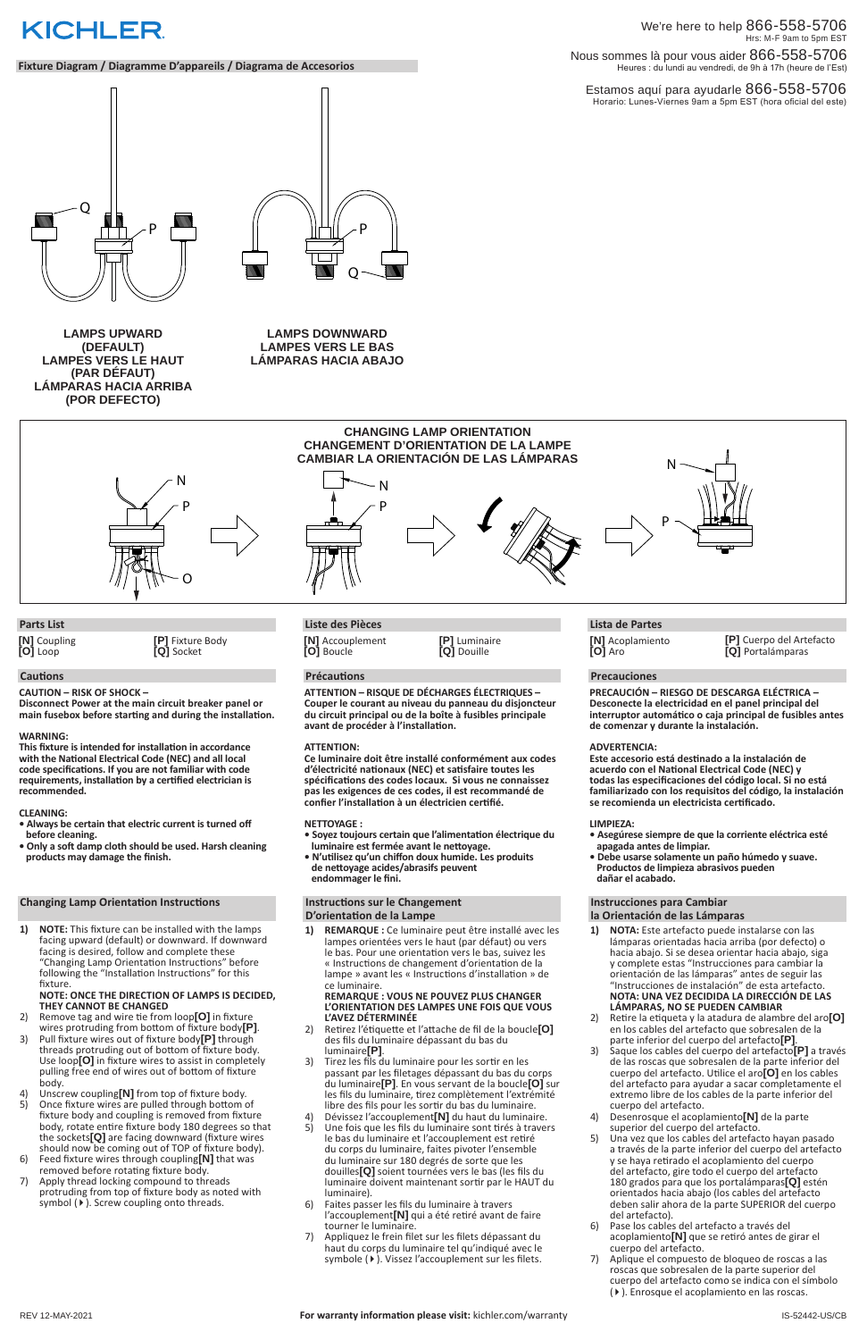# KICHLER

We're here to help 866-558-5706
Hrs: M-F 9am to 5pm EST

Nous sommes là pour vous aider 866-558-5706
Heures : du lundi au vendredi, de 9h à 17h (heure de l'Est)

Estamos aquí para ayudarle 866-558-5706
Horario: Lunes-Viernes 9am a 5pm EST (hora oficial del este)

## Fixture Diagram / Diagramme D'appareils / Diagrama de Accesorios

**LAMPS UPWARD (DEFAULT)**
**LAMPES VERS LE HAUT (PAR DÉFAUT)**
**LÁMPARAS HACIA ARRIBA (POR DEFECTO)**

**LAMPS DOWNWARD**
**LAMPES VERS LE BAS**
**LÁMPARAS HACIA ABAJO**

**CHANGING LAMP ORIENTATION**
**CHANGEMENT D'ORIENTATION DE LA LAMPE**
**CAMBIAR LA ORIENTACIÓN DE LAS LÁMPARAS**

## Parts List

**[N]** Coupling
**[O]** Loop
**[P]** Fixture Body
**[Q]** Socket

## Cautions

**CAUTION – RISK OF SHOCK –**
**Disconnect Power at the main circuit breaker panel or main fusebox before starting and during the installation.**

**WARNING:**
**This fixture is intended for installation in accordance with the National Electrical Code (NEC) and all local code specifications. If you are not familiar with code requirements, installation by a certified electrician is recommended.**

**CLEANING:**
- **Always be certain that electric current is turned off before cleaning.**
- **Only a soft damp cloth should be used. Harsh cleaning products may damage the finish.**

## Changing Lamp Orientation Instructions

1) **NOTE:** This fixture can be installed with the lamps facing upward (default) or downward. If downward facing is desired, follow and complete these "Changing Lamp Orientation Instructions" before following the "Installation Instructions" for this fixture.
   **NOTE: ONCE THE DIRECTION OF LAMPS IS DECIDED, THEY CANNOT BE CHANGED**
2) Remove tag and wire tie from loop**[O]** in fixture wires protruding from bottom of fixture body**[P]**.
3) Pull fixture wires out of fixture body**[P]** through threads protruding out of bottom of fixture body. Use loop**[O]** in fixture wires to assist in completely pulling free end of wires out of bottom of fixture body.
4) Unscrew coupling**[N]** from top of fixture body.
5) Once fixture wires are pulled through bottom of fixture body and coupling is removed from fixture body, rotate entire fixture body 180 degrees so that the sockets**[Q]** are facing downward (fixture wires should now be coming out of TOP of fixture body).
6) Feed fixture wires through coupling**[N]** that was removed before rotating fixture body.
7) Apply thread locking compound to threads protruding from top of fixture body as noted with symbol (▸). Screw coupling onto threads.

## Liste des Pièces

**[N]** Accouplement
**[O]** Boucle
**[P]** Luminaire
**[Q]** Douille

## Précautions

**ATTENTION – RISQUE DE DÉCHARGES ÉLECTRIQUES – Couper le courant au niveau du panneau du disjoncteur du circuit principal ou de la boîte à fusibles principale avant de procéder à l'installation.**

**ATTENTION:**
**Ce luminaire doit être installé conformément aux codes d'électricité nationaux (NEC) et satisfaire toutes les spécifications des codes locaux. Si vous ne connaissez pas les exigences de ces codes, il est recommandé de confier l'installation à un électricien certifié.**

**NETTOYAGE :**
- **Soyez toujours certain que l'alimentation électrique du luminaire est fermée avant le nettoyage.**
- **N'utilisez qu'un chiffon doux humide. Les produits de nettoyage acides/abrasifs peuvent endommager le fini.**

## Instructions sur le Changement D'orientation de la Lampe

1) **REMARQUE :** Ce luminaire peut être installé avec les lampes orientées vers le haut (par défaut) ou vers le bas. Pour une orientation vers le bas, suivez les « Instructions de changement d'orientation de la lampe » avant les « Instructions d'installation » de ce luminaire.
   **REMARQUE : VOUS NE POUVEZ PLUS CHANGER L'ORIENTATION DES LAMPES UNE FOIS QUE VOUS L'AVEZ DÉTERMINÉE**
2) Retirez l'étiquette et l'attache de fil de la boucle**[O]** des fils du luminaire dépassant du bas du luminaire**[P]**.
3) Tirez les fils du luminaire pour les sortir en les passant par les filetages dépassant du bas du corps du luminaire**[P]**. En vous servant de la boucle**[O]** sur les fils du luminaire, tirez complètement l'extrémité libre des fils pour les sortir du bas du luminaire.
4) Dévissez l'accouplement**[N]** du haut du luminaire.
5) Une fois que les fils du luminaire sont tirés à travers le bas du luminaire et l'accouplement est retiré du corps du luminaire, faites pivoter l'ensemble du luminaire sur 180 degrés de sorte que les douilles**[Q]** soient tournées vers le bas (les fils du luminaire doivent maintenant sortir par le HAUT du luminaire).
6) Faites passer les fils du luminaire à travers l'accouplement**[N]** qui a été retiré avant de faire tourner le luminaire.
7) Appliquez le frein filet sur les filets dépassant du haut du corps du luminaire tel qu'indiqué avec le symbole (▸). Vissez l'accouplement sur les filets.

## Lista de Partes

**[N]** Acoplamiento
**[O]** Aro
**[P]** Cuerpo del Artefacto
**[Q]** Portalámparas

## Precauciones

**PRECAUCIÓN – RIESGO DE DESCARGA ELÉCTRICA – Desconecte la electricidad en el panel principal del interruptor automático o caja principal de fusibles antes de comenzar y durante la instalación.**

**ADVERTENCIA:**
**Este accesorio está destinado a la instalación de acuerdo con el National Electrical Code (NEC) y todas las especificaciones del código local. Si no está familiarizado con los requisitos del código, la instalación se recomienda un electricista certificado.**

**LIMPIEZA:**
- **Asegúrese siempre de que la corriente eléctrica esté apagada antes de limpiar.**
- **Debe usarse solamente un paño húmedo y suave. Productos de limpieza abrasivos pueden dañar el acabado.**

## Instrucciones para Cambiar la Orientación de las Lámparas

1) **NOTA:** Este artefacto puede instalarse con las lámparas orientadas hacia arriba (por defecto) o hacia abajo. Si se desea orientar hacia abajo, siga y complete estas "Instrucciones para cambiar la orientación de las lámparas" antes de seguir las "Instrucciones de instalación" de esta artefacto.
   **NOTA: UNA VEZ DECIDIDA LA DIRECCIÓN DE LAS LÁMPARAS, NO SE PUEDEN CAMBIAR**
2) Retire la etiqueta y la atadura de alambre del aro**[O]** en los cables del artefacto que sobresalen de la parte inferior del cuerpo del artefacto**[P]**.
3) Saque los cables del cuerpo del artefacto**[P]** a través de las roscas que sobresalen de la parte inferior del cuerpo del artefacto. Utilice el aro**[O]** en los cables del artefacto para ayudar a sacar completamente el extremo libre de los cables de la parte inferior del cuerpo del artefacto.
4) Desenrosque el acoplamiento**[N]** de la parte superior del cuerpo del artefacto.
5) Una vez que los cables del artefacto hayan pasado a través de la parte inferior del cuerpo del artefacto y se haya retirado el acoplamiento del cuerpo del artefacto, gire todo el cuerpo del artefacto 180 grados para que los portalámparas**[Q]** estén orientados hacia abajo (los cables del artefacto deben salir ahora de la parte SUPERIOR del cuerpo del artefacto).
6) Pase los cables del artefacto a través del acoplamiento**[N]** que se retiró antes de girar el cuerpo del artefacto.
7) Aplique el compuesto de bloqueo de roscas a las roscas que sobresalen de la parte superior del cuerpo del artefacto como se indica con el símbolo (▸). Enrosque el acoplamiento en las roscas.

REV 12-MAY-2021

**For warranty information please visit:** kichler.com/warranty

IS-52442-US/CB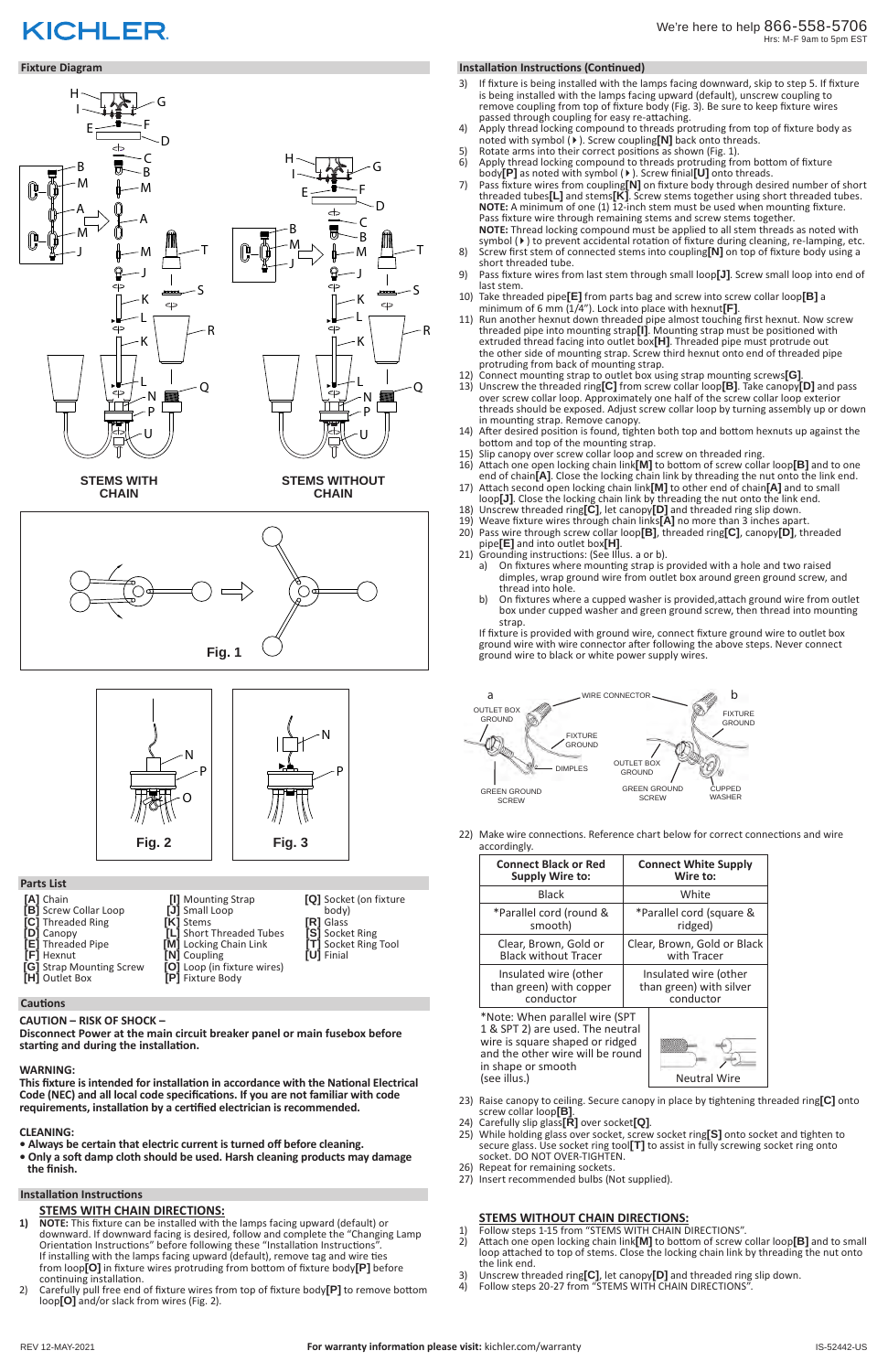KICHLER

We're here to help 866-558-5706
Hrs: M-F 9am to 5pm EST

## Fixture Diagram

STEMS WITH CHAIN

STEMS WITHOUT CHAIN

Fig. 1

Fig. 2

Fig. 3

## Parts List

**[A]** Chain
**[B]** Screw Collar Loop
**[C]** Threaded Ring
**[D]** Canopy
**[E]** Threaded Pipe
**[F]** Hexnut
**[G]** Strap Mounting Screw
**[H]** Outlet Box
**[I]** Mounting Strap
**[J]** Small Loop
**[K]** Stems
**[L]** Short Threaded Tubes
**[M]** Locking Chain Link
**[N]** Coupling
**[O]** Loop (in fixture wires)
**[P]** Fixture Body
**[Q]** Socket (on fixture body)
**[R]** Glass
**[S]** Socket Ring
**[T]** Socket Ring Tool
**[U]** Finial

## Cautions

**CAUTION – RISK OF SHOCK –**
**Disconnect Power at the main circuit breaker panel or main fusebox before starting and during the installation.**

**WARNING:**
**This fixture is intended for installation in accordance with the National Electrical Code (NEC) and all local code specifications. If you are not familiar with code requirements, installation by a certified electrician is recommended.**

**CLEANING:**
- **Always be certain that electric current is turned off before cleaning.**
- **Only a soft damp cloth should be used. Harsh cleaning products may damage the finish.**

## Installation Instructions

**STEMS WITH CHAIN DIRECTIONS:**

1) **NOTE:** This fixture can be installed with the lamps facing upward (default) or downward. If downward facing is desired, follow and complete the "Changing Lamp Orientation Instructions" before following these "Installation Instructions".
If installing with the lamps facing upward (default), remove tag and wire ties from loop**[O]** in fixture wires protruding from bottom of fixture body**[P]** before continuing installation.
2) Carefully pull free end of fixture wires from top of fixture body**[P]** to remove bottom loop**[O]** and/or slack from wires (Fig. 2).

## Installation Instructions (Continued)

3) If fixture is being installed with the lamps facing downward, skip to step 5. If fixture is being installed with the lamps facing upward (default), unscrew coupling to remove coupling from top of fixture body (Fig. 3). Be sure to keep fixture wires passed through coupling for easy re-attaching.
4) Apply thread locking compound to threads protruding from top of fixture body as noted with symbol (▸). Screw coupling**[N]** back onto threads.
5) Rotate arms into their correct positions as shown (Fig. 1).
6) Apply thread locking compound to threads protruding from bottom of fixture body**[P]** as noted with symbol (▸). Screw finial**[U]** onto threads.
7) Pass fixture wires from coupling**[N]** on fixture body through desired number of short threaded tubes**[L]** and stems**[K]**. Screw stems together using short threaded tubes. **NOTE:** A minimum of one (1) 12-inch stem must be used when mounting fixture. Pass fixture wire through remaining stems and screw stems together.
**NOTE:** Thread locking compound must be applied to all stem threads as noted with symbol (▸) to prevent accidental rotation of fixture during cleaning, re-lamping, etc.
8) Screw first stem of connected stems into coupling**[N]** on top of fixture body using a short threaded tube.
9) Pass fixture wires from last stem through small loop**[J]**. Screw small loop into end of last stem.
10) Take threaded pipe**[E]** from parts bag and screw into screw collar loop**[B]** a minimum of 6 mm (1/4"). Lock into place with hexnut**[F]**.
11) Run another hexnut down threaded pipe almost touching first hexnut. Now screw threaded pipe into mounting strap**[I]**. Mounting strap must be positioned with extruded thread facing into outlet box**[H]**. Threaded pipe must protrude out the other side of mounting strap. Screw third hexnut onto end of threaded pipe protruding from back of mounting strap.
12) Connect mounting strap to outlet box using strap mounting screws**[G]**.
13) Unscrew the threaded ring**[C]** from screw collar loop**[B]**. Take canopy**[D]** and pass over screw collar loop. Approximately one half of the screw collar loop exterior threads should be exposed. Adjust screw collar loop by turning assembly up or down in mounting strap. Remove canopy.
14) After desired position is found, tighten both top and bottom hexnuts up against the bottom and top of the mounting strap.
15) Slip canopy over screw collar loop and screw on threaded ring.
16) Attach one open locking chain link**[M]** to bottom of screw collar loop**[B]** and to one end of chain**[A]**. Close the locking chain link by threading the nut onto the link end.
17) Attach second open locking chain link**[M]** to other end of chain**[A]** and to small loop**[J]**. Close the locking chain link by threading the nut onto the link end.
18) Unscrew threaded ring**[C]**, let canopy**[D]** and threaded ring slip down.
19) Weave fixture wires through chain links**[A]** no more than 3 inches apart.
20) Pass wire through screw collar loop**[B]**, threaded ring**[C]**, canopy**[D]**, threaded pipe**[E]** and into outlet box**[H]**.
21) Grounding instructions: (See Illus. a or b).
   a) On fixtures where mounting strap is provided with a hole and two raised dimples, wrap ground wire from outlet box around green ground screw, and thread into hole.
   b) On fixtures where a cupped washer is provided,attach ground wire from outlet box under cupped washer and green ground screw, then thread into mounting strap.

   If fixture is provided with ground wire, connect fixture ground wire to outlet box ground wire with wire connector after following the above steps. Never connect ground wire to black or white power supply wires.

a: OUTLET BOX GROUND, WIRE CONNECTOR, FIXTURE GROUND, DIMPLES, GREEN GROUND SCREW
b: FIXTURE GROUND, OUTLET BOX GROUND, GREEN GROUND SCREW, CUPPED WASHER

22) Make wire connections. Reference chart below for correct connections and wire accordingly.

| Connect Black or Red Supply Wire to: | Connect White Supply Wire to: |
|---|---|
| Black | White |
| *Parallel cord (round & smooth) | *Parallel cord (square & ridged) |
| Clear, Brown, Gold or Black without Tracer | Clear, Brown, Gold or Black with Tracer |
| Insulated wire (other than green) with copper conductor | Insulated wire (other than green) with silver conductor |

*Note: When parallel wire (SPT 1 & SPT 2) are used. The neutral wire is square shaped or ridged and the other wire will be round in shape or smooth (see illus.)

Neutral Wire

23) Raise canopy to ceiling. Secure canopy in place by tightening threaded ring**[C]** onto screw collar loop**[B]**.
24) Carefully slip glass**[R]** over socket**[Q]**.
25) While holding glass over socket, screw socket ring**[S]** onto socket and tighten to secure glass. Use socket ring tool**[T]** to assist in fully screwing socket ring onto socket. DO NOT OVER-TIGHTEN.
26) Repeat for remaining sockets.
27) Insert recommended bulbs (Not supplied).

**STEMS WITHOUT CHAIN DIRECTIONS:**

1) Follow steps 1-15 from "STEMS WITH CHAIN DIRECTIONS".
2) Attach one open locking chain link**[M]** to bottom of screw collar loop**[B]** and to small loop attached to top of stems. Close the locking chain link by threading the nut onto the link end.
3) Unscrew threaded ring**[C]**, let canopy**[D]** and threaded ring slip down.
4) Follow steps 20-27 from "STEMS WITH CHAIN DIRECTIONS".

REV 12-MAY-2021 **For warranty information please visit:** kichler.com/warranty IS-52442-US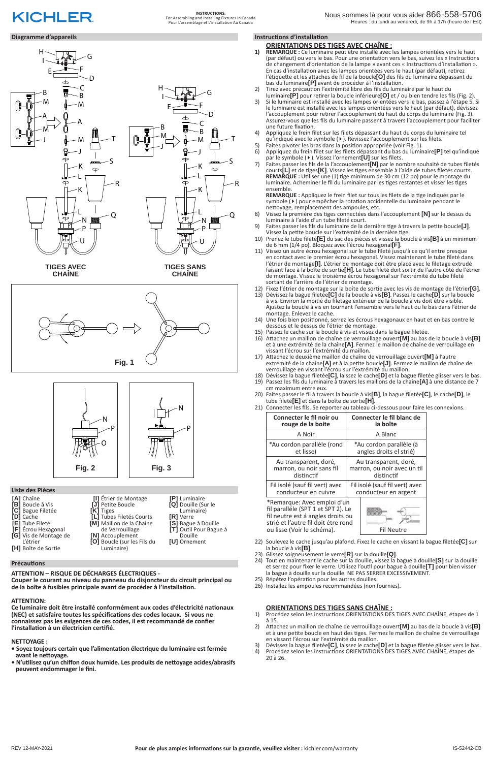KICHLER

**INSTRUCTIONS:**
For Assembling and Installing Fixtures in Canada
Pour L'assemblage et L'installation Au Canada

Nous sommes là pour vous aider 866-558-5706
Heures : du lundi au vendredi, de 9h à 17h (heure de l'Est)

## Diagramme d'appareils

TIGES AVEC CHAÎNE

TIGES SANS CHAÎNE

Fig. 1

Fig. 2

Fig. 3

## Liste des Pièces

- **[A]** Chaîne
- **[B]** Boucle à Vis
- **[C]** Bague Filetée
- **[D]** Cache
- **[E]** Tube Fileté
- **[F]** Écrou Hexagonal
- **[G]** Vis de Montage de L'étrier
- **[H]** Boîte de Sortie
- **[I]** Étrier de Montage
- **[J]** Petite Boucle
- **[K]** Tiges
- **[L]** Tubes Filetés Courts
- **[M]** Maillon de la Chaîne de Verrouillage
- **[N]** Accouplement
- **[O]** Boucle (sur les Fils du Luminaire)
- **[P]** Luminaire
- **[Q]** Douille (Sur le Luminaire)
- **[R]** Verre
- **[S]** Bague à Douille
- **[T]** Outil Pour Bague à Douille
- **[U]** Ornement

## Précautions

**ATTENTION – RISQUE DE DÉCHARGES ÉLECTRIQUES -**
**Couper le courant au niveau du panneau du disjoncteur du circuit principal ou de la boîte à fusibles principale avant de procéder à l'installation.**

**ATTENTION:**
**Ce luminaire doit être installé conformément aux codes d'électricité nationaux (NEC) et satisfaire toutes les spécifications des codes locaux. Si vous ne connaissez pas les exigences de ces codes, il est recommandé de confier l'installation à un électricien certifié.**

**NETTOYAGE :**
- **Soyez toujours certain que l'alimentation électrique du luminaire est fermée avant le nettoyage.**
- **N'utilisez qu'un chiffon doux humide. Les produits de nettoyage acides/abrasifs peuvent endommager le fini.**

## Instructions d'installation

### ORIENTATIONS DES TIGES AVEC CHAÎNE :

1) **REMARQUE :** Ce luminaire peut être installé avec les lampes orientées vers le haut (par défaut) ou vers le bas. Pour une orientation vers le bas, suivez les « Instructions de changement d'orientation de la lampe » avant ces « Instructions d'installation ». En cas d'installation avec les lampes orientées vers le haut (par défaut), retirez l'étiquette et les attaches de fil de la boucle**[O]** des fils du luminaire dépassant du bas du luminaire**[P]** avant de procéder à l'installation.
2) Tirez avec précaution l'extrémité libre des fils du luminaire par le haut du luminaire**[P]** pour retirer la boucle inférieure**[O]** et / ou bien tendre les fils (Fig. 2).
3) Si le luminaire est installé avec les lampes orientées vers le bas, passez à l'étape 5. Si le luminaire est installé avec les lampes orientées vers le haut (par défaut), dévissez l'accouplement pour retirer l'accouplement du haut du corps du luminaire (Fig. 3). Assurez-vous que les fils du luminaire passent à travers l'accouplement pour faciliter une future fixation.
4) Appliquez le frein filet sur les filets dépassant du haut du corps du luminaire tel qu'indiqué avec le symbole (▸). Revissez l'accouplement sur les filets.
5) Faites pivoter les bras dans la position appropriée (voir Fig. 1).
6) Appliquez du frein filet sur les filets dépassant du bas du luminaire**[P]** tel qu'indiqué par le symbole (▸). Vissez l'ornement**[U]** sur les filets.
7) Faites passer les fils de l'accouplement**[N]** par le nombre souhaité de tubes filetés courts**[L]** et de tiges**[K]**. Vissez les tiges ensemble à l'aide de tubes filetés courts. **REMARQUE :** Utiliser une (1) tige minimum de 30 cm (12 po) pour le montage du luminaire. Acheminer le fil du luminaire par les tiges restantes et visser les tiges ensemble.
**REMARQUE :** Appliquez le frein filet sur tous les filets de la tige indiqués par le symbole (▸) pour empêcher la rotation accidentelle du luminaire pendant le nettoyage, remplacement des ampoules, etc.
8) Vissez la première des tiges connectées dans l'accouplement **[N]** sur le dessus du luminaire à l'aide d'un tube fileté court.
9) Faites passer les fils du luminaire de la dernière tige à travers la petite boucle**[J]**. Vissez la petite boucle sur l'extrémité de la dernière tige.
10) Prenez le tube fileté**[E]** du sac des pièces et vissez la boucle à vis**[B]** à un minimum de 6 mm (1/4 po). Bloquez avec l'écrou hexagonal**[F]**.
11) Vissez un autre écrou hexagonal sur le tube fileté jusqu'à ce qu'il entre presque en contact avec le premier écrou hexagonal. Vissez maintenant le tube fileté dans l'étrier de montage**[I]**. L'étrier de montage doit être placé avec le filetage extrudé faisant face à la boîte de sortie**[H]**. Le tube fileté doit sortir de l'autre côté de l'étrier de montage. Vissez le troisième écrou hexagonal sur l'extrémité du tube fileté sortant de l'arrière de l'étrier de montage.
12) Fixez l'étrier de montage sur la boîte de sortie avec les vis de montage de l'étrier**[G]**.
13) Dévissez la bague filetée**[C]** de la boucle à vis**[B]**. Passez le cache**[D]** sur la boucle à vis. Environ la moitié du filetage extérieur de la boucle à vis doit être visible. Ajustez la boucle à vis en tournant l'ensemble vers le haut ou le bas dans l'étrier de montage. Enlevez le cache.
14) Une fois bien positionné, serrez les écrous hexagonaux en haut et en bas contre le dessous et le dessus de l'étrier de montage.
15) Passez le cache sur la boucle à vis et vissez dans la bague filetée.
16) Attachez un maillon de chaîne de verrouillage ouvert**[M]** au bas de la boucle à vis**[B]** et à une extrémité de la chaîne**[A]**. Fermez le maillon de chaîne de verrouillage en vissant l'écrou sur l'extrémité du maillon.
17) Attachez le deuxième maillon de chaîne de verrouillage ouvert**[M]** à l'autre extrémité de la chaîne**[A]** et à la petite boucle**[J]**. Fermez le maillon de chaîne de verrouillage en vissant l'écrou sur l'extrémité du maillon.
18) Dévissez la bague filetée**[C]**, laissez le cache**[D]** et la bague filetée glisser vers le bas.
19) Passez les fils du luminaire à travers les maillons de la chaîne**[A]** à une distance de 7 cm maximum entre eux.
20) Faites passer le fil à travers la boucle à vis**[B]**, la bague filetée**[C]**, le cache**[D]**, le tube fileté**[E]** et dans la boîte de sortie**[H]**.
21) Connecter les fils. Se reporter au tableau ci-dessous pour faire les connexions.

| Connecter le fil noir ou rouge de la boite | Connecter le fil blanc de la boîte |
|---|---|
| A Noir | A Blanc |
| *Au cordon parallèle (rond et lisse) | *Au cordon parallèle (à angles droits et strié) |
| Au transparent, doré, marron, ou noir sans fil distinctif | Au transparent, doré, marron, ou noir avec un fil distinctif |
| Fil isolé (sauf fil vert) avec conducteur en cuivre | Fil isolé (sauf fil vert) avec conducteur en argent |

*Remarque: Avec emploi d'un fil parallèle (SPT 1 et SPT 2). Le fil neutre est à angles droits ou strié et l'autre fil doit étre rond ou lisse (Voir le schéma).

Fil Neutre

22) Soulevez le cache jusqu'au plafond. Fixez le cache en vissant la bague filetée**[C]** sur la boucle à vis**[B]**.
23) Glissez soigneusement le verre**[R]** sur la douille**[Q]**.
24) Tout en maintenant le cache sur la douille, vissez la bague à douille**[S]** sur la douille et serrez pour fixer le verre. Utilisez l'outil pour bague à douille**[T]** pour bien visser la bague à douille sur la douille. NE PAS SERRER EXCESSIVEMENT.
25) Répétez l'opération pour les autres douilles.
26) Installez les ampoules recommandées (non fournies).

### ORIENTATIONS DES TIGES SANS CHAÎNE :

1) Procédez selon les instructions ORIENTATIONS DES TIGES AVEC CHAÎNE, étapes de 1 à 15.
2) Attachez un maillon de chaîne de verrouillage ouvert**[M]** au bas de la boucle à vis**[B]** et à une petite boucle en haut des tiges. Fermez le maillon de chaîne de verrouillage en vissant l'écrou sur l'extrémité du maillon.
3) Dévissez la bague filetée**[C]**, laissez le cache**[D]** et la bague filetée glisser vers le bas.
4) Procédez selon les instructions ORIENTATIONS DES TIGES AVEC CHAÎNE, étapes de 20 à 26.

REV 12-MAY-2021

**Pour de plus amples informations sur la garantie, veuillez visiter :** kichler.com/warranty

IS-52442-CB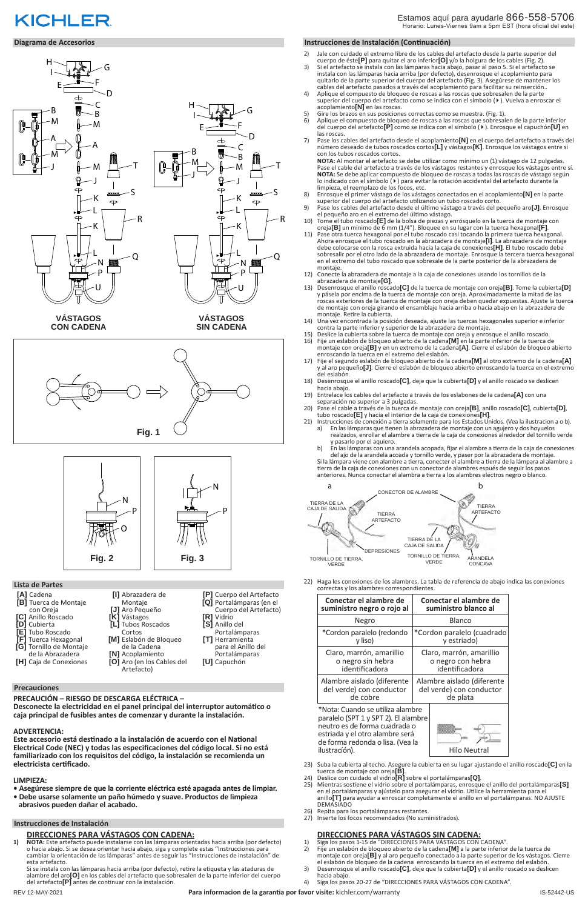KICHLER

Estamos aquí para ayudarle 866-558-5706
Horario: Lunes-Viernes 9am a 5pm EST (hora oficial del este)

## Diagrama de Accesorios

VÁSTAGOS CON CADENA

VÁSTAGOS SIN CADENA

Fig. 1

Fig. 2

Fig. 3

## Lista de Partes

- [A] Cadena
- [B] Tuerca de Montaje con Oreja
- [C] Anillo Roscado
- [D] Cubierta
- [E] Tubo Roscado
- [F] Tuerca Hexagonal
- [G] Tornillo de Montaje de la Abrazadera
- [H] Caja de Conexiones
- [I] Abrazadera de Montaje
- [J] Aro Pequeño
- [K] Vástagos
- [L] Tubos Roscados Cortos
- [M] Eslabón de Bloqueo de la Cadena
- [N] Acoplamiento
- [O] Aro (en los Cables del Artefacto)
- [P] Cuerpo del Artefacto
- [Q] Portalámparas (en el Cuerpo del Artefacto)
- [R] Vidrio
- [S] Anillo del Portalámparas
- [T] Herramienta para el Anillo del Portalámparas
- [U] Capuchón

## Precauciones

**PRECAUCIÓN – RIESGO DE DESCARGA ELÉCTRICA –**
**Desconecte la electricidad en el panel principal del interruptor automático o caja principal de fusibles antes de comenzar y durante la instalación.**

**ADVERTENCIA:**
**Este accesorio está destinado a la instalación de acuerdo con el National Electrical Code (NEC) y todas las especificaciones del código local. Si no está familiarizado con los requisitos del código, la instalación se recomienda un electricista certificado.**

**LIMPIEZA:**
- **Asegúrese siempre de que la corriente eléctrica esté apagada antes de limpiar.**
- **Debe usarse solamente un paño húmedo y suave. Productos de limpieza abrasivos pueden dañar el acabado.**

## Instrucciones de Instalación

### DIRECCIONES PARA VÁSTAGOS CON CADENA:

1) **NOTA:** Este artefacto puede instalarse con las lámparas orientadas hacia arriba (por defecto) o hacia abajo. Si se desea orientar hacia abajo, siga y complete estas "Instrucciones para cambiar la orientación de las lámparas" antes de seguir las "Instrucciones de instalación" de esta artefacto.
Si se instala con las lámparas hacia arriba (por defecto), retire la etiqueta y las ataduras de alambre del aro**[O]** en los cables del artefacto que sobresalen de la parte inferior del cuerpo del artefacto**[P]** antes de continuar con la instalación.

## Instrucciones de Instalación (Continuación)

2) Jale con cuidado el extremo libre de los cables del artefacto desde la parte superior del cuerpo de éste**[P]** para quitar el aro inferior**[O]** y/o la holgura de los cables (Fig. 2).
3) Si el artefacto se instala con las lámparas hacia abajo, pasar al paso 5. Si el artefacto se instala con las lámparas hacia arriba (por defecto), desenrosque el acoplamiento para quitarlo de la parte superior del cuerpo del artefacto (Fig. 3). Asegúrese de mantener los cables del artefacto pasados a través del acoplamiento para facilitar su reinserción..
4) Aplique el compuesto de bloqueo de roscas a las roscas que sobresalen de la parte superior del cuerpo del artefacto como se indica con el símbolo (▸). Vuelva a enroscar el acoplamiento**[N]** en las roscas.
5) Gire los brazos en sus posiciones correctas como se muestra. (Fig. 1).
6) Aplique el compuesto de bloqueo de roscas a las roscas que sobresalen de la parte inferior del cuerpo del artefacto**[P]** como se indica con el símbolo (▸). Enrosque el capuchón**[U]** en las roscas.
7) Pase los cables del artefacto desde el acoplamiento**[N]** en el cuerpo del artefacto a través del número deseado de tubos roscados cortos**[L]** y vástagos**[K]**. Enrosque los vástagos entre sí con los tubos roscados cortos.
**NOTA:** Al montar el artefacto se debe utilizar como mínimo un (1) vástago de 12 pulgadas. Pase el cable del artefacto a través de los vástagos restantes y enrosque los vástagos entre sí.
**NOTA:** Se debe aplicar compuesto de bloqueo de roscas a todas las roscas de vástago según lo indicado con el símbolo (▸) para evitar la rotación accidental del artefacto durante la limpieza, el reemplazo de los focos, etc.
8) Enrosque el primer vástago de los vástagos conectados en el acoplamiento**[N]** en la parte superior del cuerpo del artefacto utilizando un tubo roscado corto.
9) Pase los cables del artefacto desde el último vástago a través del pequeño aro**[J]**. Enrosque el pequeño aro en el extremo del último vástago.
10) Tome el tubo roscado**[E]** de la bolsa de piezas y enrósquelo en la tuerca de montaje con oreja**[B]** un mínimo de 6 mm (1/4"). Bloquee en su lugar con la tuerca hexagonal**[F]**.
11) Pase otra tuerca hexagonal por el tubo roscado casi tocando la primera tuerca hexagonal. Ahora enrosque el tubo roscado en la abrazadera de montaje**[I]**. La abrazadera de montaje debe colocarse con la rosca extruida hacia la caja de conexiones**[H]**. El tubo roscado debe sobresalir por el otro lado de la abrazadera de montaje. Enrosque la tercera tuerca hexagonal en el extremo del tubo roscado que sobresale de la parte posterior de la abrazadera de montaje.
12) Conecte la abrazadera de montaje a la caja de conexiones usando los tornillos de la abrazadera de montaje**[G]**.
13) Desenrosque el anillo roscado**[C]** de la tuerca de montaje con oreja**[B]**. Tome la cubierta**[D]** y pásela por encima de la tuerca de montaje con oreja. Aproximadamente la mitad de las roscas exteriores de la tuerca de montaje con oreja deben quedar expuestas. Ajuste la tuerca de montaje con oreja girando el ensamblaje hacia arriba o hacia abajo en la abrazadera de montaje. Retire la cubierta.
14) Una vez encontrada la posición deseada, ajuste las tuercas hexagonales superior e inferior contra la parte inferior y superior de la abrazadera de montaje.
15) Deslice la cubierta sobre la tuerca de montaje con oreja y enrosque el anillo roscado.
16) Fije un eslabón de bloqueo abierto de la cadena**[M]** a la parte inferior de la tuerca de montaje con oreja**[B]** y en un extremo de la cadena**[A]**. Cierre el eslabón de bloqueo abierto enroscando la tuerca en el extremo del eslabón.
17) Fije el segundo eslabón de bloqueo abierto de la cadena**[M]** al otro extremo de la cadena**[A]** y al aro pequeño**[J]**. Cierre el eslabón de bloqueo abierto enroscando la tuerca en el extremo del eslabón.
18) Desenrosque el anillo roscado**[C]**, deje que la cubierta**[D]** y el anillo roscado se deslicen hacia abajo.
19) Entrelace los cables del artefacto a través de los eslabones de la cadena**[A]** con una separación no superior a 3 pulgadas.
20) Pase el cable a través de la tuerca de montaje con oreja**[B]**, anillo roscado**[C]**, cubierta**[D]**, tubo roscado**[E]** y hacia el interior de la caja de conexiones**[H]**.
21) Instrucciones de conexión a tierra solamente para los Estados Unidos. (Vea la ilustracion a o b).
   a) En las lámparas que tienen la abrazadera de montaje con un agujero y dos hoyuelos realzados, enrollar el alambre a tierra de la caja de conexiones alrededor del tornillo verde y pasarlo por el aquiero.
   b) En las lámparas con una arandela acopada, fijar el alambre a tierra de la caja de conexiones del ajo de la arandela acoada y tornillo verde, y paser por la abrazadera de montaje.

Si la lámpara viene con alambre a tierra, conecter el alambre a tierra de la lámpara al alambre a tierra de la caja de conexiones con un conector de alambres espués de seguir los pasos anteriores. Nunca conectar el alambra a tierra a los alambres eléctricos negro o blanco.

a

CONECTOR DE ALAMBRE

TIERRA DE LA CAJA DE SALIDA

TIERRA ARTEFACTO

DEPRESIONES

TORNILLO DE TIERRA, VERDE

b

TIERRA ARTEFACTO

TIERRA DE LA CAJA DE SALIDA

TORNILLO DE TIERRA, VERDE

ARANDELA CONCAVA

22) Haga las conexiones de los alambres. La tabla de referencia de abajo indica las conexiones correctas y los alambres correspondientes.

| Conectar el alambre de suministro negro o rojo al | Conectar el alambre de suministro blanco al |
|---|---|
| Negro | Blanco |
| *Cordon paralelo (redondo y liso) | *Cordon paralelo (cuadrado y estriado) |
| Claro, marrón, amarillio o negro sin hebra identificadora | Claro, marrón, amarillio o negro con hebra identificadora |
| Alambre aislado (diferente del verde) con conductor de cobre | Alambre aislado (diferente del verde) con conductor de plata |
| *Nota: Cuando se utiliza alambre paralelo (SPT 1 y SPT 2). El alambre neutro es de forma cuadrada o estriada y el otro alambre será de forma redonda o lisa. (Vea la ilustración). | Hilo Neutral |

23) Suba la cubierta al techo. Asegure la cubierta en su lugar ajustando el anillo roscado**[C]** en la tuerca de montaje con oreja**[B]**.
24) Deslice con cuidado el vidrio**[R]** sobre el portalámparas**[Q]**.
25) Mientras sostiene el vidrio sobre el portalámparas, enrosque el anillo del portalámparas**[S]** en el portalámparas y ajústelo para asegurar el vidrio. Utilice la herramienta para el anillo**[T]** para ayudar a enroscar completamente el anillo en el portalámparas. NO AJUSTE DEMASIADO
26) Repita para los portalámparas restantes.
27) Inserte los focos recomendados (No suministrados).

### DIRECCIONES PARA VÁSTAGOS SIN CADENA:

1) Siga los pasos 1-15 de "DIRECCIONES PARA VÁSTAGOS CON CADENA".
2) Fije un eslabón de bloqueo abierto de la cadena**[M]** a la parte inferior de la tuerca de montaje con oreja**[B]** y al aro pequeño conectado a la parte superior de los vástagos. Cierre el eslabón de bloqueo de la cadena enroscando la tuerca en el extremo del eslabón.
3) Desenrosque el anillo roscado**[C]**, deje que la cubierta**[D]** y el anillo roscado se deslicen hacia abajo.
4) Siga los pasos 20-27 de "DIRECCIONES PARA VÁSTAGOS CON CADENA".

REV 12-MAY-2021

**Para informacion de la garantia por favor visite:** kichler.com/warranty

IS-52442-US